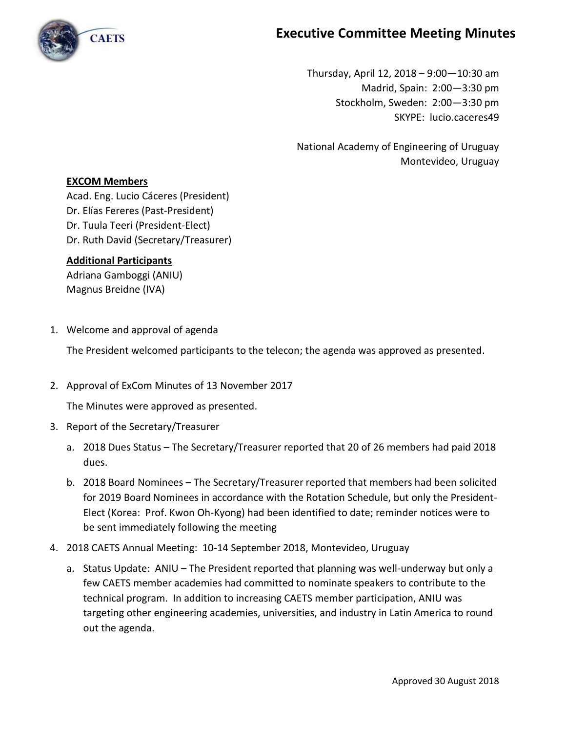# Executive Committee Meeting Minutes

Thursday, April 12, 2018 – 9:00—10:30 am
Madrid, Spain: 2:00—3:30 pm
Stockholm, Sweden: 2:00—3:30 pm
SKYPE: lucio.caceres49

National Academy of Engineering of Uruguay
Montevideo, Uruguay

**EXCOM Members**
Acad. Eng. Lucio Cáceres (President)
Dr. Elías Fereres (Past-President)
Dr. Tuula Teeri (President-Elect)
Dr. Ruth David (Secretary/Treasurer)

**Additional Participants**
Adriana Gamboggi (ANIU)
Magnus Breidne (IVA)

1. Welcome and approval of agenda

   The President welcomed participants to the telecon; the agenda was approved as presented.

2. Approval of ExCom Minutes of 13 November 2017

   The Minutes were approved as presented.

3. Report of the Secretary/Treasurer

   a. 2018 Dues Status – The Secretary/Treasurer reported that 20 of 26 members had paid 2018 dues.

   b. 2018 Board Nominees – The Secretary/Treasurer reported that members had been solicited for 2019 Board Nominees in accordance with the Rotation Schedule, but only the President-Elect (Korea: Prof. Kwon Oh-Kyong) had been identified to date; reminder notices were to be sent immediately following the meeting

4. 2018 CAETS Annual Meeting: 10-14 September 2018, Montevideo, Uruguay

   a. Status Update: ANIU – The President reported that planning was well-underway but only a few CAETS member academies had committed to nominate speakers to contribute to the technical program. In addition to increasing CAETS member participation, ANIU was targeting other engineering academies, universities, and industry in Latin America to round out the agenda.

Approved 30 August 2018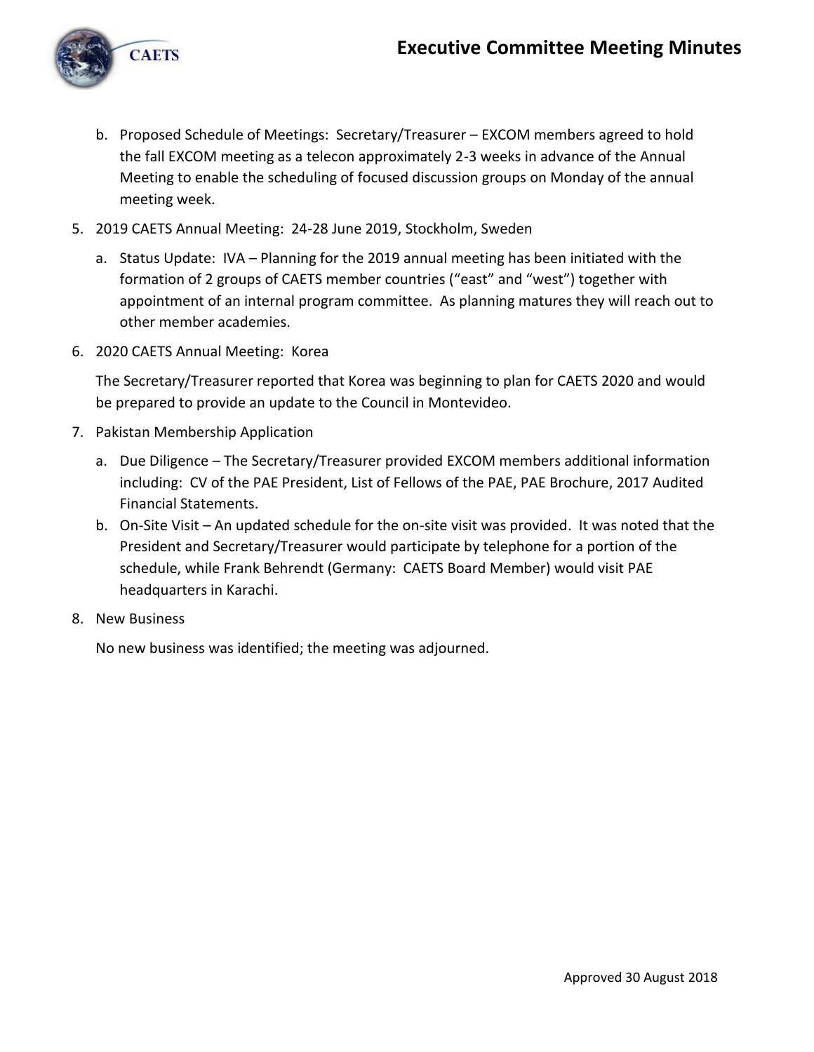b. Proposed Schedule of Meetings: Secretary/Treasurer – EXCOM members agreed to hold the fall EXCOM meeting as a telecon approximately 2-3 weeks in advance of the Annual Meeting to enable the scheduling of focused discussion groups on Monday of the annual meeting week.

5. 2019 CAETS Annual Meeting: 24-28 June 2019, Stockholm, Sweden

   a. Status Update: IVA – Planning for the 2019 annual meeting has been initiated with the formation of 2 groups of CAETS member countries ("east" and "west") together with appointment of an internal program committee. As planning matures they will reach out to other member academies.

6. 2020 CAETS Annual Meeting: Korea

   The Secretary/Treasurer reported that Korea was beginning to plan for CAETS 2020 and would be prepared to provide an update to the Council in Montevideo.

7. Pakistan Membership Application

   a. Due Diligence – The Secretary/Treasurer provided EXCOM members additional information including: CV of the PAE President, List of Fellows of the PAE, PAE Brochure, 2017 Audited Financial Statements.
   b. On-Site Visit – An updated schedule for the on-site visit was provided. It was noted that the President and Secretary/Treasurer would participate by telephone for a portion of the schedule, while Frank Behrendt (Germany: CAETS Board Member) would visit PAE headquarters in Karachi.

8. New Business

   No new business was identified; the meeting was adjourned.

Approved 30 August 2018